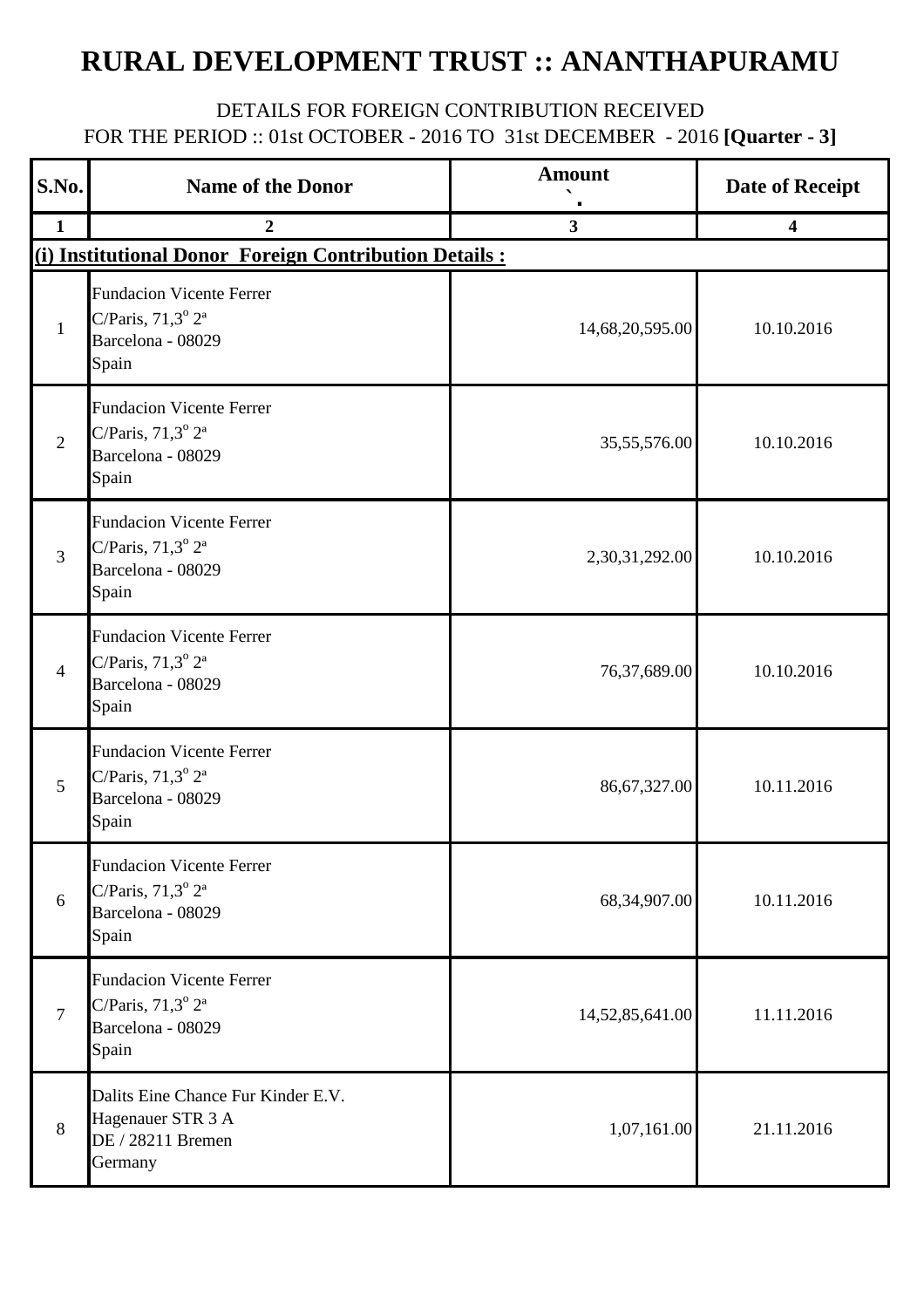# RURAL DEVELOPMENT TRUST :: ANANTHAPURAMU

DETAILS FOR FOREIGN CONTRIBUTION RECEIVED
FOR THE PERIOD :: 01st OCTOBER - 2016 TO 31st DECEMBER - 2016 **[Quarter - 3]**

| S.No. | Name of the Donor | Amount `. | Date of Receipt |
|---|---|---|---|
| 1 | 2 | 3 | 4 |
| **(i) Institutional Donor Foreign Contribution Details :** | | | |
| 1 | Fundacion Vicente Ferrer C/Paris, 71,3º 2ª Barcelona - 08029 Spain | 14,68,20,595.00 | 10.10.2016 |
| 2 | Fundacion Vicente Ferrer C/Paris, 71,3º 2ª Barcelona - 08029 Spain | 35,55,576.00 | 10.10.2016 |
| 3 | Fundacion Vicente Ferrer C/Paris, 71,3º 2ª Barcelona - 08029 Spain | 2,30,31,292.00 | 10.10.2016 |
| 4 | Fundacion Vicente Ferrer C/Paris, 71,3º 2ª Barcelona - 08029 Spain | 76,37,689.00 | 10.10.2016 |
| 5 | Fundacion Vicente Ferrer C/Paris, 71,3º 2ª Barcelona - 08029 Spain | 86,67,327.00 | 10.11.2016 |
| 6 | Fundacion Vicente Ferrer C/Paris, 71,3º 2ª Barcelona - 08029 Spain | 68,34,907.00 | 10.11.2016 |
| 7 | Fundacion Vicente Ferrer C/Paris, 71,3º 2ª Barcelona - 08029 Spain | 14,52,85,641.00 | 11.11.2016 |
| 8 | Dalits Eine Chance Fur Kinder E.V. Hagenauer STR 3 A DE / 28211 Bremen Germany | 1,07,161.00 | 21.11.2016 |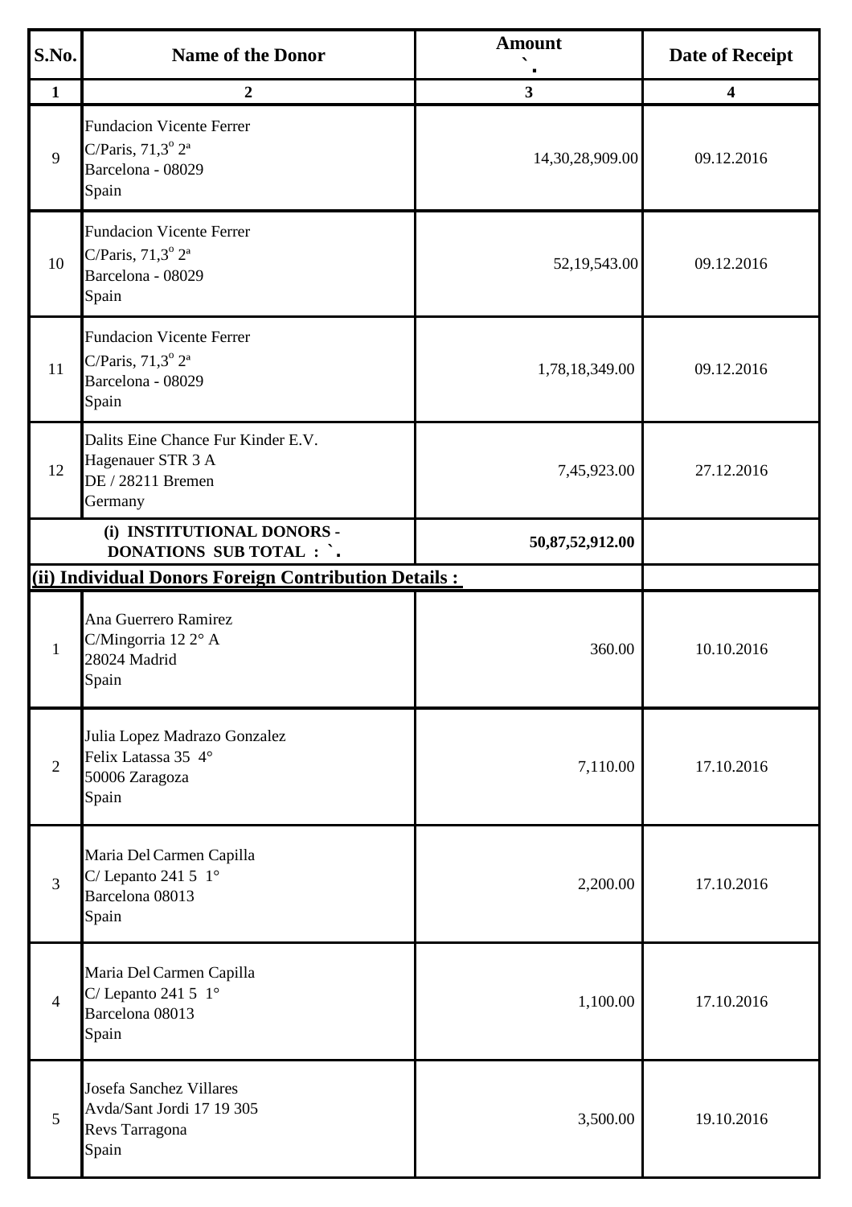| S.No. | Name of the Donor | Amount `. | Date of Receipt |
|---|---|---|---|
| 1 | 2 | 3 | 4 |
| 9 | Fundacion Vicente Ferrer<br>C/Paris, 71,3º 2ª<br>Barcelona - 08029<br>Spain | 14,30,28,909.00 | 09.12.2016 |
| 10 | Fundacion Vicente Ferrer<br>C/Paris, 71,3º 2ª<br>Barcelona - 08029<br>Spain | 52,19,543.00 | 09.12.2016 |
| 11 | Fundacion Vicente Ferrer<br>C/Paris, 71,3º 2ª<br>Barcelona - 08029<br>Spain | 1,78,18,349.00 | 09.12.2016 |
| 12 | Dalits Eine Chance Fur Kinder E.V.<br>Hagenauer STR 3 A<br>DE / 28211 Bremen<br>Germany | 7,45,923.00 | 27.12.2016 |
| | **(i) INSTITUTIONAL DONORS - DONATIONS SUB TOTAL : `.** | **50,87,52,912.00** | |
| **(ii) Individual Donors Foreign Contribution Details :** | | | |
| 1 | Ana Guerrero Ramirez<br>C/Mingorria 12 2° A<br>28024 Madrid<br>Spain | 360.00 | 10.10.2016 |
| 2 | Julia Lopez Madrazo Gonzalez<br>Felix Latassa 35 4°<br>50006 Zaragoza<br>Spain | 7,110.00 | 17.10.2016 |
| 3 | Maria Del Carmen Capilla<br>C/ Lepanto 241 5 1°<br>Barcelona 08013<br>Spain | 2,200.00 | 17.10.2016 |
| 4 | Maria Del Carmen Capilla<br>C/ Lepanto 241 5 1°<br>Barcelona 08013<br>Spain | 1,100.00 | 17.10.2016 |
| 5 | Josefa Sanchez Villares<br>Avda/Sant Jordi 17 19 305<br>Revs Tarragona<br>Spain | 3,500.00 | 19.10.2016 |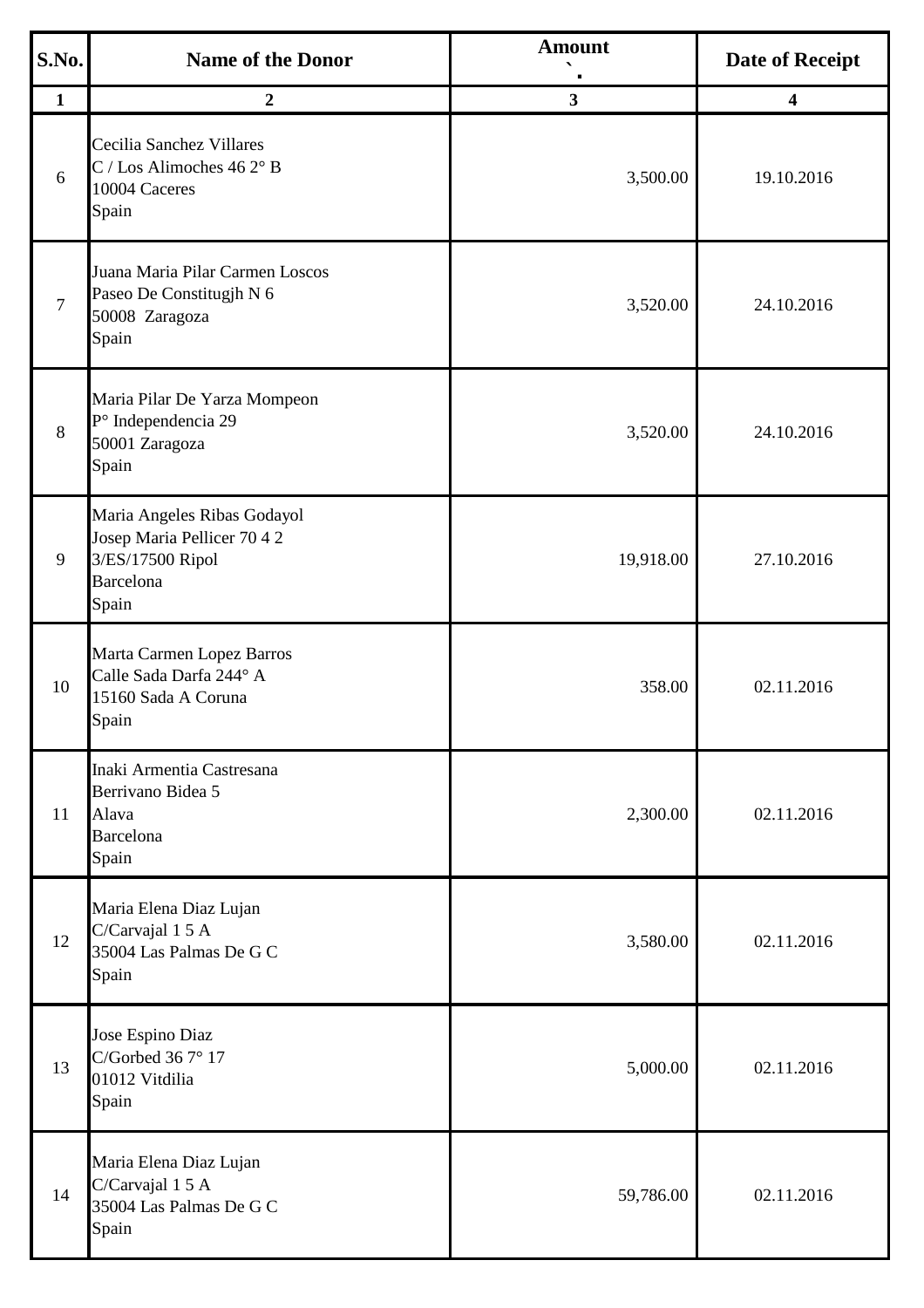| S.No. | Name of the Donor | Amount ` | Date of Receipt |
|---|---|---|---|
| 1 | 2 | 3 | 4 |
| 6 | Cecilia Sanchez Villares<br>C / Los Alimoches 46 2° B<br>10004 Caceres<br>Spain | 3,500.00 | 19.10.2016 |
| 7 | Juana Maria Pilar Carmen Loscos<br>Paseo De Constitugjh N 6<br>50008 Zaragoza<br>Spain | 3,520.00 | 24.10.2016 |
| 8 | Maria Pilar De Yarza Mompeon<br>P° Independencia 29<br>50001 Zaragoza<br>Spain | 3,520.00 | 24.10.2016 |
| 9 | Maria Angeles Ribas Godayol<br>Josep Maria Pellicer 70 4 2<br>3/ES/17500 Ripol<br>Barcelona<br>Spain | 19,918.00 | 27.10.2016 |
| 10 | Marta Carmen Lopez Barros<br>Calle Sada Darfa 244° A<br>15160 Sada A Coruna<br>Spain | 358.00 | 02.11.2016 |
| 11 | Inaki Armentia Castresana<br>Berrivano Bidea 5<br>Alava<br>Barcelona<br>Spain | 2,300.00 | 02.11.2016 |
| 12 | Maria Elena Diaz Lujan<br>C/Carvajal 1 5 A<br>35004 Las Palmas De G C<br>Spain | 3,580.00 | 02.11.2016 |
| 13 | Jose Espino Diaz<br>C/Gorbed 36 7° 17<br>01012 Vitdilia<br>Spain | 5,000.00 | 02.11.2016 |
| 14 | Maria Elena Diaz Lujan<br>C/Carvajal 1 5 A<br>35004 Las Palmas De G C<br>Spain | 59,786.00 | 02.11.2016 |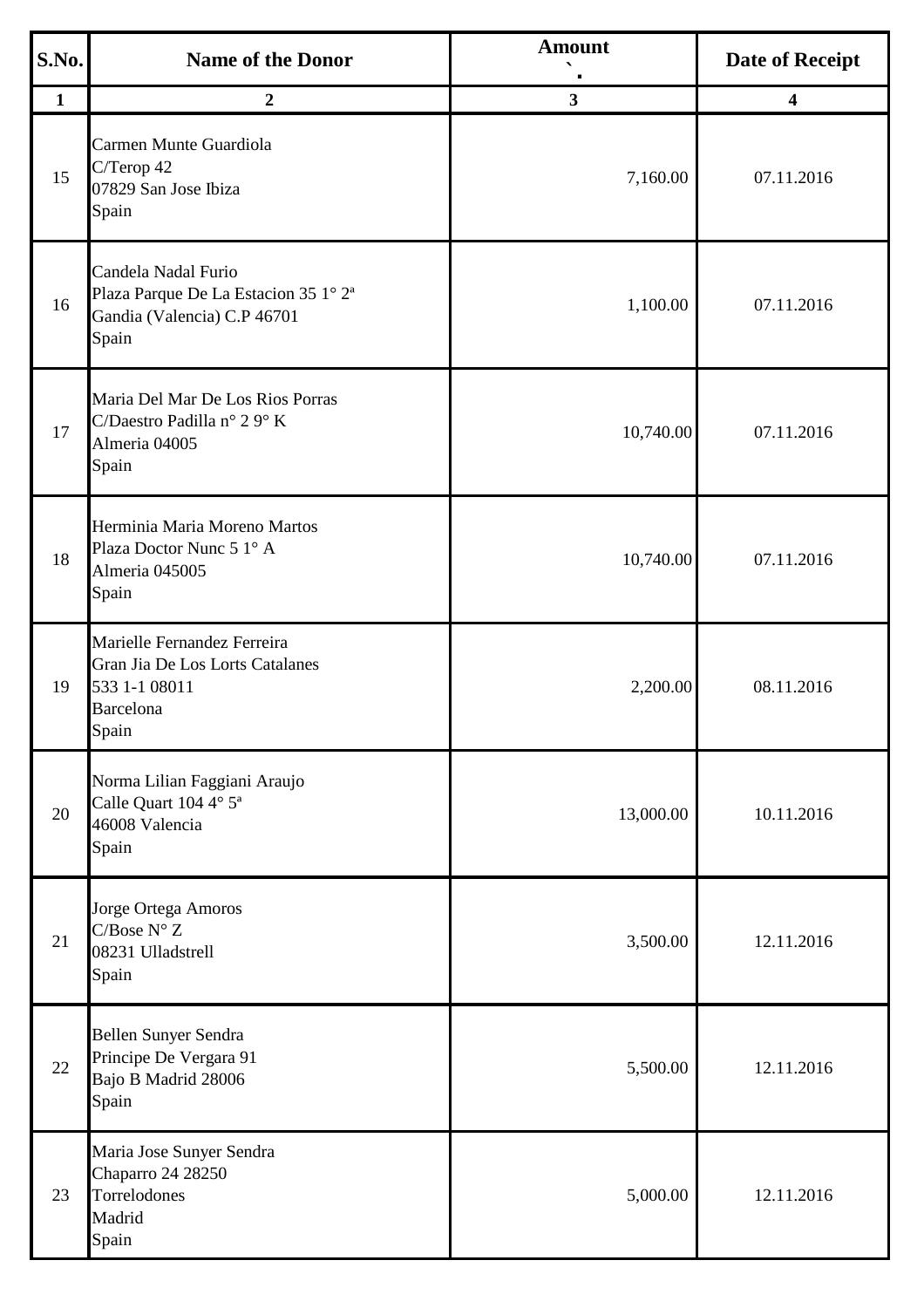| S.No. | Name of the Donor | Amount<br>`. | Date of Receipt |
|---|---|---|---|
| 1 | 2 | 3 | 4 |
| 15 | Carmen Munte Guardiola<br>C/Terop 42<br>07829 San Jose Ibiza<br>Spain | 7,160.00 | 07.11.2016 |
| 16 | Candela Nadal Furio<br>Plaza Parque De La Estacion 35 1° 2ª<br>Gandia (Valencia) C.P 46701<br>Spain | 1,100.00 | 07.11.2016 |
| 17 | Maria Del Mar De Los Rios Porras<br>C/Daestro Padilla n° 2 9° K<br>Almeria 04005<br>Spain | 10,740.00 | 07.11.2016 |
| 18 | Herminia Maria Moreno Martos<br>Plaza Doctor Nunc 5 1° A<br>Almeria 045005<br>Spain | 10,740.00 | 07.11.2016 |
| 19 | Marielle Fernandez Ferreira<br>Gran Jia De Los Lorts Catalanes<br>533 1-1 08011<br>Barcelona<br>Spain | 2,200.00 | 08.11.2016 |
| 20 | Norma Lilian Faggiani Araujo<br>Calle Quart 104 4° 5ª<br>46008 Valencia<br>Spain | 13,000.00 | 10.11.2016 |
| 21 | Jorge Ortega Amoros<br>C/Bose N° Z<br>08231 Ulladstrell<br>Spain | 3,500.00 | 12.11.2016 |
| 22 | Bellen Sunyer Sendra<br>Principe De Vergara 91<br>Bajo B Madrid 28006<br>Spain | 5,500.00 | 12.11.2016 |
| 23 | Maria Jose Sunyer Sendra<br>Chaparro 24 28250<br>Torrelodones<br>Madrid<br>Spain | 5,000.00 | 12.11.2016 |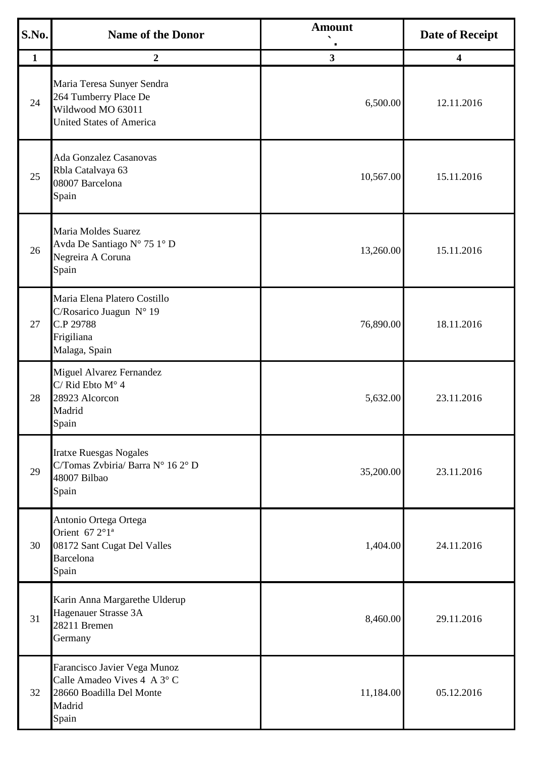| S.No. | Name of the Donor | Amount ` | Date of Receipt |
|---|---|---|---|
| 1 | 2 | 3 | 4 |
| 24 | Maria Teresa Sunyer Sendra<br>264 Tumberry Place De<br>Wildwood MO 63011<br>United States of America | 6,500.00 | 12.11.2016 |
| 25 | Ada Gonzalez Casanovas<br>Rbla Catalvaya 63<br>08007 Barcelona<br>Spain | 10,567.00 | 15.11.2016 |
| 26 | Maria Moldes Suarez<br>Avda De Santiago N° 75 1° D<br>Negreira A Coruna<br>Spain | 13,260.00 | 15.11.2016 |
| 27 | Maria Elena Platero Costillo<br>C/Rosarico Juagun N° 19<br>C.P 29788<br>Frigiliana<br>Malaga, Spain | 76,890.00 | 18.11.2016 |
| 28 | Miguel Alvarez Fernandez<br>C/ Rid Ebto M° 4<br>28923 Alcorcon<br>Madrid<br>Spain | 5,632.00 | 23.11.2016 |
| 29 | Iratxe Ruesgas Nogales<br>C/Tomas Zvbiria/ Barra N° 16 2° D<br>48007 Bilbao<br>Spain | 35,200.00 | 23.11.2016 |
| 30 | Antonio Ortega Ortega<br>Orient 67 2°1ª<br>08172 Sant Cugat Del Valles<br>Barcelona<br>Spain | 1,404.00 | 24.11.2016 |
| 31 | Karin Anna Margarethe Ulderup<br>Hagenauer Strasse 3A<br>28211 Bremen<br>Germany | 8,460.00 | 29.11.2016 |
| 32 | Farancisco Javier Vega Munoz<br>Calle Amadeo Vives 4 A 3° C<br>28660 Boadilla Del Monte<br>Madrid<br>Spain | 11,184.00 | 05.12.2016 |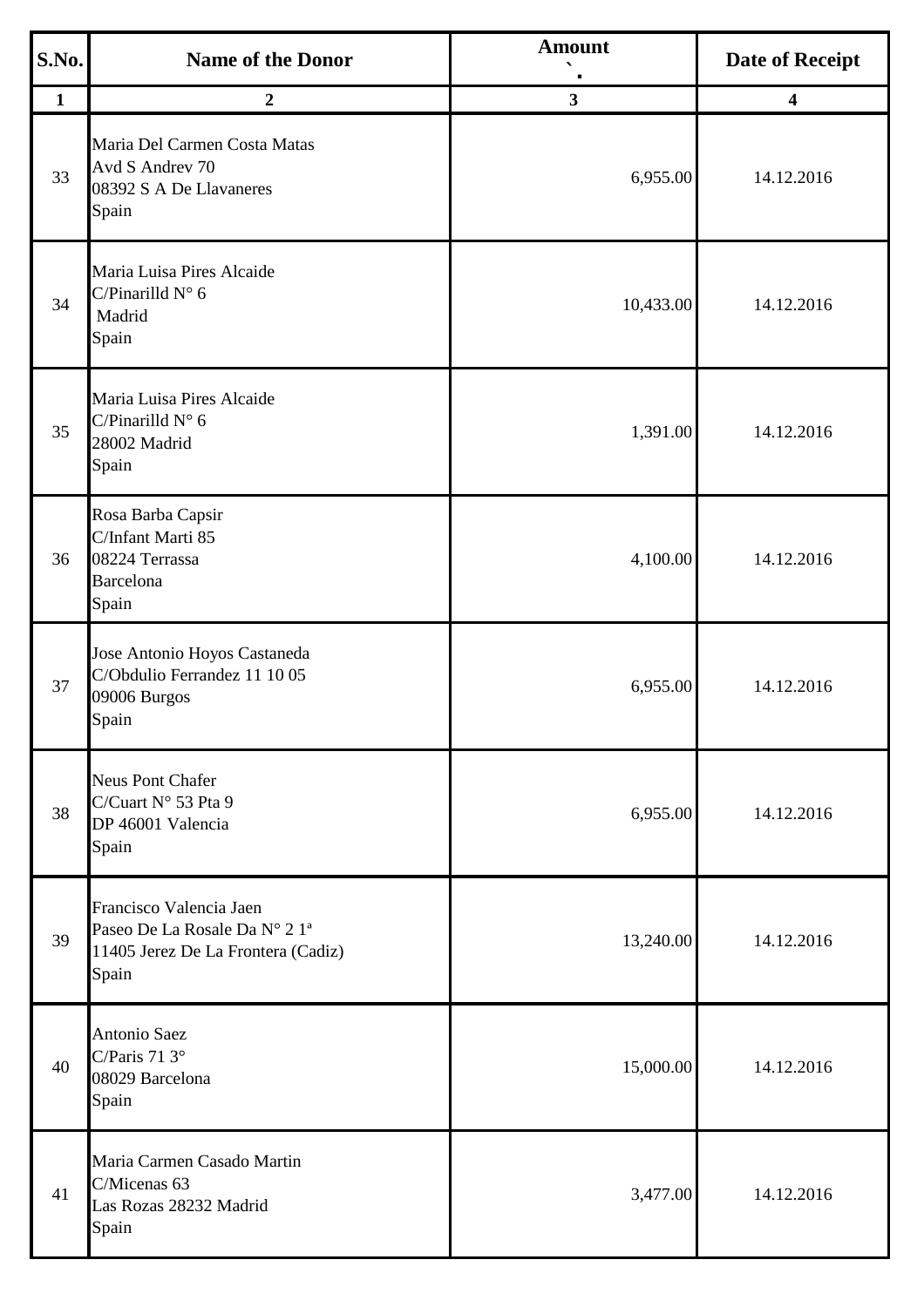| S.No. | Name of the Donor | Amount<br>` | Date of Receipt |
|---|---|---|---|
| 1 | 2 | 3 | 4 |
| 33 | Maria Del Carmen Costa Matas<br>Avd S Andrev 70<br>08392 S A De Llavaneres<br>Spain | 6,955.00 | 14.12.2016 |
| 34 | Maria Luisa Pires Alcaide<br>C/Pinarilld N° 6<br>Madrid<br>Spain | 10,433.00 | 14.12.2016 |
| 35 | Maria Luisa Pires Alcaide<br>C/Pinarilld N° 6<br>28002 Madrid<br>Spain | 1,391.00 | 14.12.2016 |
| 36 | Rosa Barba Capsir<br>C/Infant Marti 85<br>08224 Terrassa<br>Barcelona<br>Spain | 4,100.00 | 14.12.2016 |
| 37 | Jose Antonio Hoyos Castaneda<br>C/Obdulio Ferrandez 11 10 05<br>09006 Burgos<br>Spain | 6,955.00 | 14.12.2016 |
| 38 | Neus Pont Chafer<br>C/Cuart N° 53 Pta 9<br>DP 46001 Valencia<br>Spain | 6,955.00 | 14.12.2016 |
| 39 | Francisco Valencia Jaen<br>Paseo De La Rosale Da N° 2 1ª<br>11405 Jerez De La Frontera (Cadiz)<br>Spain | 13,240.00 | 14.12.2016 |
| 40 | Antonio Saez<br>C/Paris 71 3°<br>08029 Barcelona<br>Spain | 15,000.00 | 14.12.2016 |
| 41 | Maria Carmen Casado Martin<br>C/Micenas 63<br>Las Rozas 28232 Madrid<br>Spain | 3,477.00 | 14.12.2016 |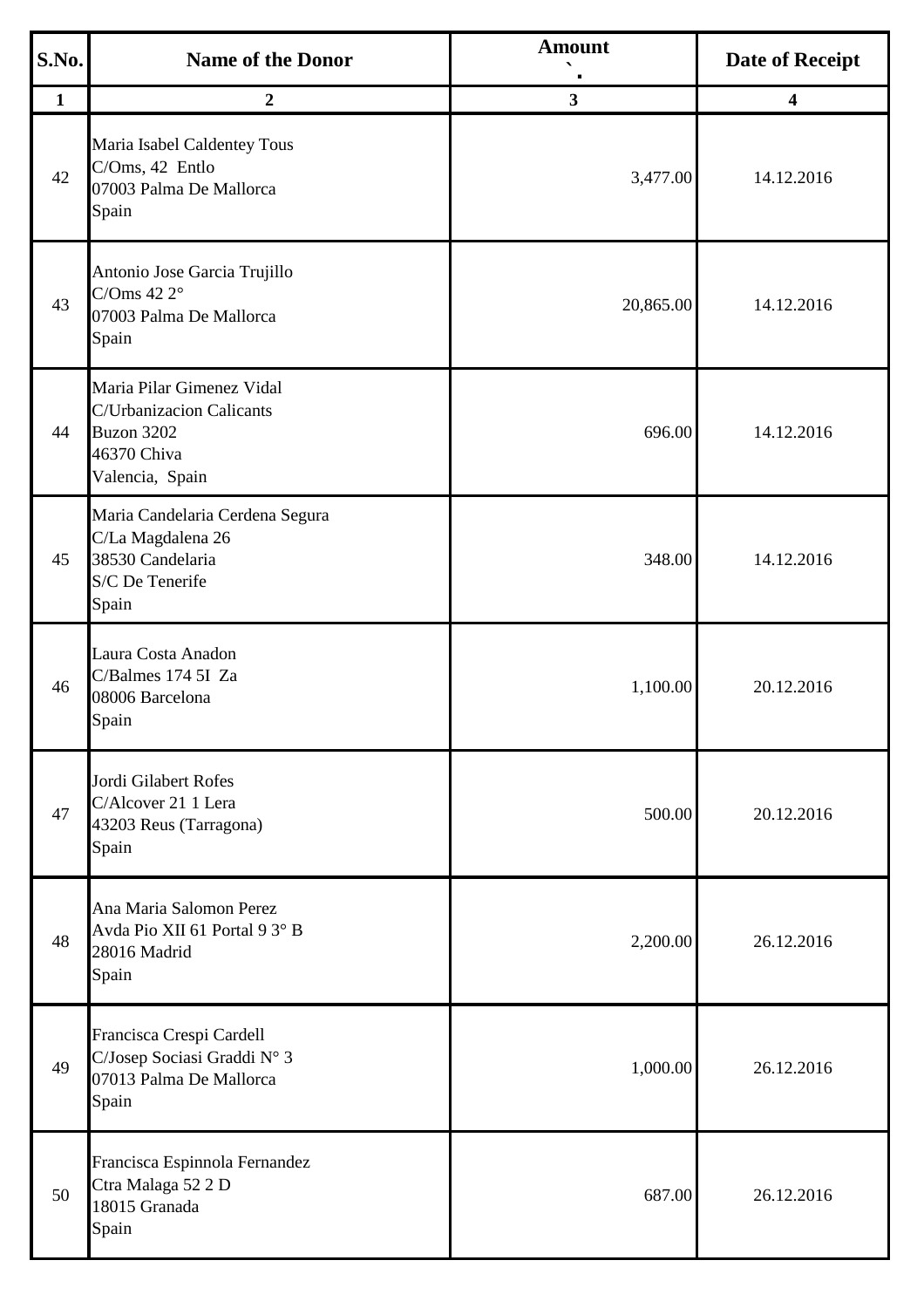| S.No. | Name of the Donor | Amount<br>` | Date of Receipt |
|---|---|---|---|
| 1 | 2 | 3 | 4 |
| 42 | Maria Isabel Caldentey Tous<br>C/Oms, 42 Entlo<br>07003 Palma De Mallorca<br>Spain | 3,477.00 | 14.12.2016 |
| 43 | Antonio Jose Garcia Trujillo<br>C/Oms 42 2°<br>07003 Palma De Mallorca<br>Spain | 20,865.00 | 14.12.2016 |
| 44 | Maria Pilar Gimenez Vidal<br>C/Urbanizacion Calicants<br>Buzon 3202<br>46370 Chiva<br>Valencia, Spain | 696.00 | 14.12.2016 |
| 45 | Maria Candelaria Cerdena Segura<br>C/La Magdalena 26<br>38530 Candelaria<br>S/C De Tenerife<br>Spain | 348.00 | 14.12.2016 |
| 46 | Laura Costa Anadon<br>C/Balmes 174 5I Za<br>08006 Barcelona<br>Spain | 1,100.00 | 20.12.2016 |
| 47 | Jordi Gilabert Rofes<br>C/Alcover 21 1 Lera<br>43203 Reus (Tarragona)<br>Spain | 500.00 | 20.12.2016 |
| 48 | Ana Maria Salomon Perez<br>Avda Pio XII 61 Portal 9 3° B<br>28016 Madrid<br>Spain | 2,200.00 | 26.12.2016 |
| 49 | Francisca Crespi Cardell<br>C/Josep Sociasi Graddi N° 3<br>07013 Palma De Mallorca<br>Spain | 1,000.00 | 26.12.2016 |
| 50 | Francisca Espinnola Fernandez<br>Ctra Malaga 52 2 D<br>18015 Granada<br>Spain | 687.00 | 26.12.2016 |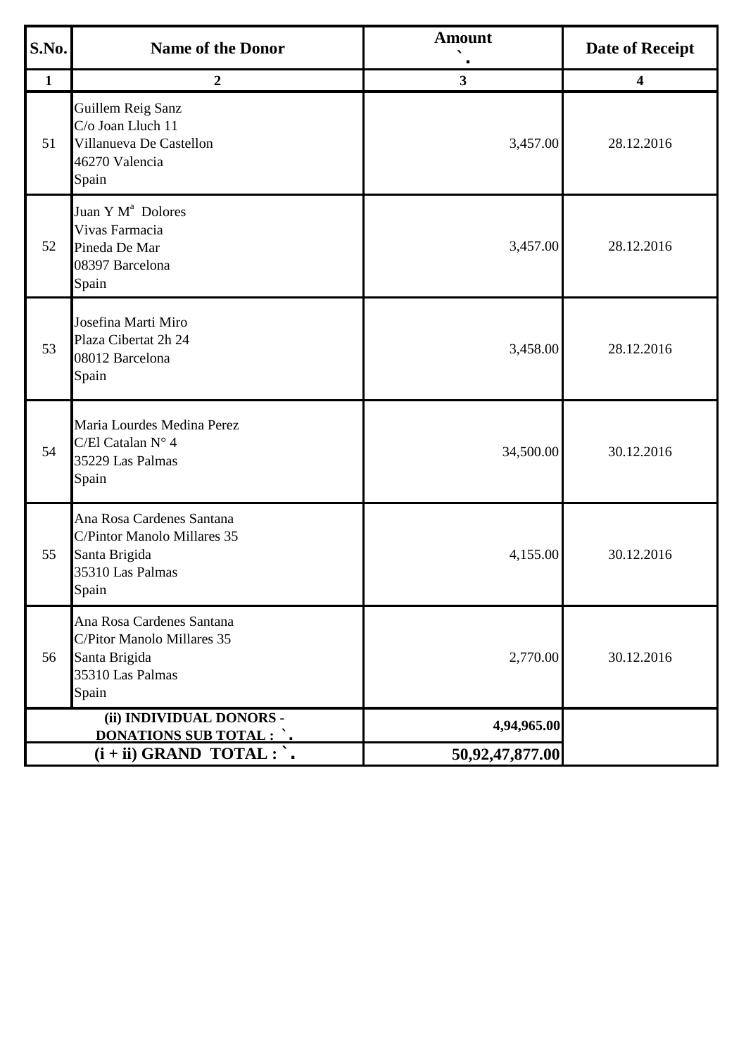| S.No. | Name of the Donor | Amount ` | Date of Receipt |
|---|---|---|---|
| 1 | 2 | 3 | 4 |
| 51 | Guillem Reig Sanz<br>C/o Joan Lluch 11<br>Villanueva De Castellon<br>46270 Valencia<br>Spain | 3,457.00 | 28.12.2016 |
| 52 | Juan Y M[a] Dolores<br>Vivas Farmacia<br>Pineda De Mar<br>08397 Barcelona<br>Spain | 3,457.00 | 28.12.2016 |
| 53 | Josefina Marti Miro<br>Plaza Cibertat 2h 24<br>08012 Barcelona<br>Spain | 3,458.00 | 28.12.2016 |
| 54 | Maria Lourdes Medina Perez<br>C/El Catalan N° 4<br>35229 Las Palmas<br>Spain | 34,500.00 | 30.12.2016 |
| 55 | Ana Rosa Cardenes Santana<br>C/Pintor Manolo Millares 35<br>Santa Brigida<br>35310 Las Palmas<br>Spain | 4,155.00 | 30.12.2016 |
| 56 | Ana Rosa Cardenes Santana<br>C/Pitor Manolo Millares 35<br>Santa Brigida<br>35310 Las Palmas<br>Spain | 2,770.00 | 30.12.2016 |
| **(ii) INDIVIDUAL DONORS - DONATIONS SUB TOTAL : `** | | **4,94,965.00** | |
| **(i + ii) GRAND TOTAL : `** | | **50,92,47,877.00** | |